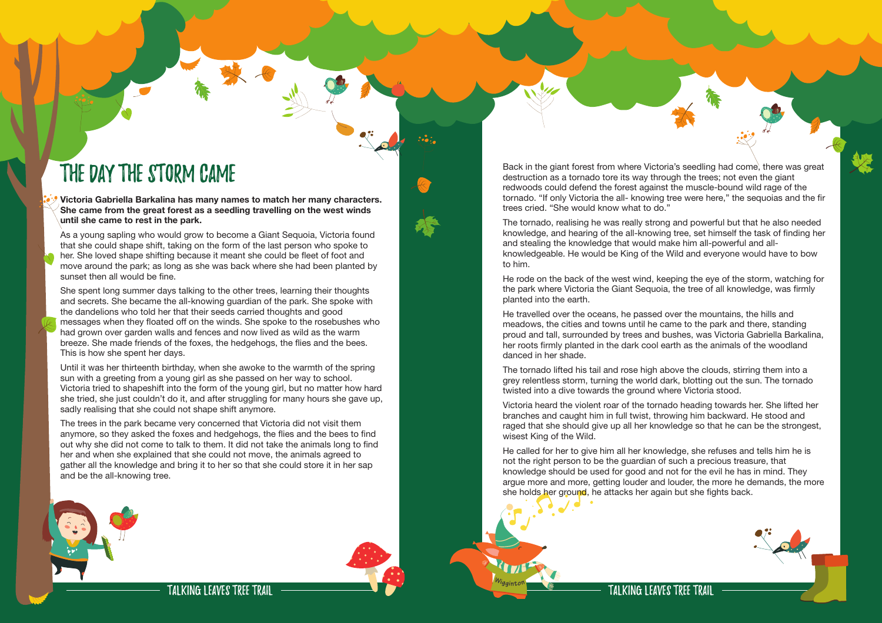# THE DAY THE STORM CAME

**Victoria Gabriella Barkalina has many names to match her many characters. She came from the great forest as a seedling travelling on the west winds until she came to rest in the park.**

As a young sapling who would grow to become a Giant Sequoia, Victoria found that she could shape shift, taking on the form of the last person who spoke to her. She loved shape shifting because it meant she could be fleet of foot and move around the park; as long as she was back where she had been planted by sunset then all would be fine.

She spent long summer days talking to the other trees, learning their thoughts and secrets. She became the all-knowing guardian of the park. She spoke with the dandelions who told her that their seeds carried thoughts and good messages when they floated off on the winds. She spoke to the rosebushes who had grown over garden walls and fences and now lived as wild as the warm breeze. She made friends of the foxes, the hedgehogs, the flies and the bees. This is how she spent her days.

Until it was her thirteenth birthday, when she awoke to the warmth of the spring sun with a greeting from a young girl as she passed on her way to school. Victoria tried to shapeshift into the form of the young girl, but no matter how hard she tried, she just couldn't do it, and after struggling for many hours she gave up, sadly realising that she could not shape shift anymore.

The trees in the park became very concerned that Victoria did not visit them anymore, so they asked the foxes and hedgehogs, the flies and the bees to find out why she did not come to talk to them. It did not take the animals long to find her and when she explained that she could not move, the animals agreed to gather all the knowledge and bring it to her so that she could store it in her sap and be the all-knowing tree.

Back in the giant forest from where Victoria's seedling had come, there was great destruction as a tornado tore its way through the trees; not even the giant redwoods could defend the forest against the muscle-bound wild rage of the tornado. "If only Victoria the all- knowing tree were here," the sequoias and the fir trees cried. "She would know what to do."

The tornado, realising he was really strong and powerful but that he also needed knowledge, and hearing of the all-knowing tree, set himself the task of finding her and stealing the knowledge that would make him all-powerful and all-knowledgeable. He would be King of the Wild and everyone would have to bow to him.

He rode on the back of the west wind, keeping the eye of the storm, watching for the park where Victoria the Giant Sequoia, the tree of all knowledge, was firmly planted into the earth.

He travelled over the oceans, he passed over the mountains, the hills and meadows, the cities and towns until he came to the park and there, standing proud and tall, surrounded by trees and bushes, was Victoria Gabriella Barkalina, her roots firmly planted in the dark cool earth as the animals of the woodland danced in her shade.

The tornado lifted his tail and rose high above the clouds, stirring them into a grey relentless storm, turning the world dark, blotting out the sun. The tornado twisted into a dive towards the ground where Victoria stood.

Victoria heard the violent roar of the tornado heading towards her. She lifted her branches and caught him in full twist, throwing him backward. He stood and raged that she should give up all her knowledge so that he can be the strongest, wisest King of the Wild.

He called for her to give him all her knowledge, she refuses and tells him he is not the right person to be the guardian of such a precious treasure, that knowledge should be used for good and not for the evil he has in mind. They argue more and more, getting louder and louder, the more he demands, the more she holds her ground, he attacks her again but she fights back.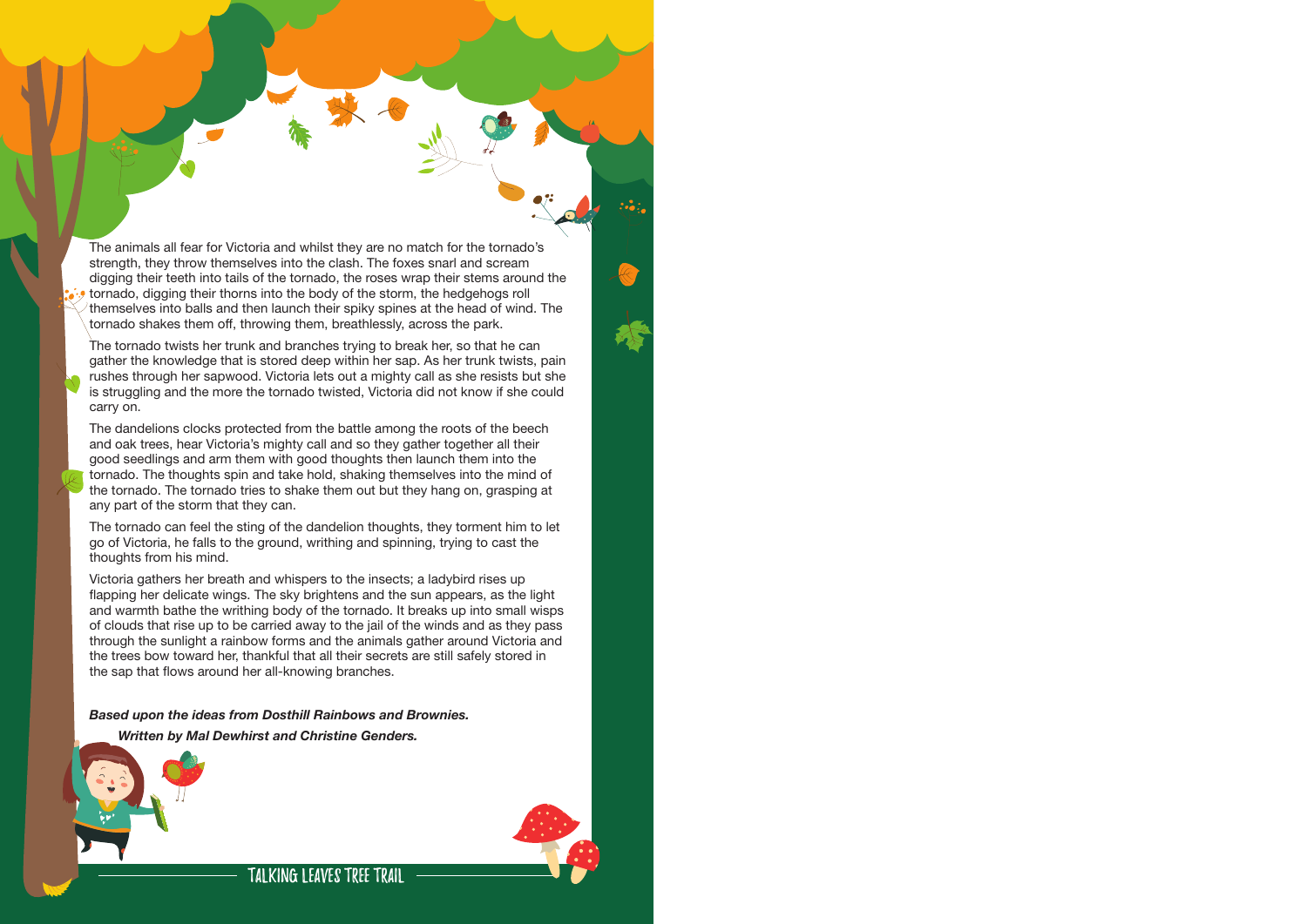The animals all fear for Victoria and whilst they are no match for the tornado's strength, they throw themselves into the clash. The foxes snarl and scream digging their teeth into tails of the tornado, the roses wrap their stems around the tornado, digging their thorns into the body of the storm, the hedgehogs roll themselves into balls and then launch their spiky spines at the head of wind. The tornado shakes them off, throwing them, breathlessly, across the park.

The tornado twists her trunk and branches trying to break her, so that he can gather the knowledge that is stored deep within her sap. As her trunk twists, pain rushes through her sapwood. Victoria lets out a mighty call as she resists but she is struggling and the more the tornado twisted, Victoria did not know if she could carry on.

The dandelions clocks protected from the battle among the roots of the beech and oak trees, hear Victoria's mighty call and so they gather together all their good seedlings and arm them with good thoughts then launch them into the tornado. The thoughts spin and take hold, shaking themselves into the mind of the tornado. The tornado tries to shake them out but they hang on, grasping at any part of the storm that they can.

The tornado can feel the sting of the dandelion thoughts, they torment him to let go of Victoria, he falls to the ground, writhing and spinning, trying to cast the thoughts from his mind.

Victoria gathers her breath and whispers to the insects; a ladybird rises up flapping her delicate wings. The sky brightens and the sun appears, as the light and warmth bathe the writhing body of the tornado. It breaks up into small wisps of clouds that rise up to be carried away to the jail of the winds and as they pass through the sunlight a rainbow forms and the animals gather around Victoria and the trees bow toward her, thankful that all their secrets are still safely stored in the sap that flows around her all-knowing branches.

***Based upon the ideas from Dosthill Rainbows and Brownies.***

***Written by Mal Dewhirst and Christine Genders.***